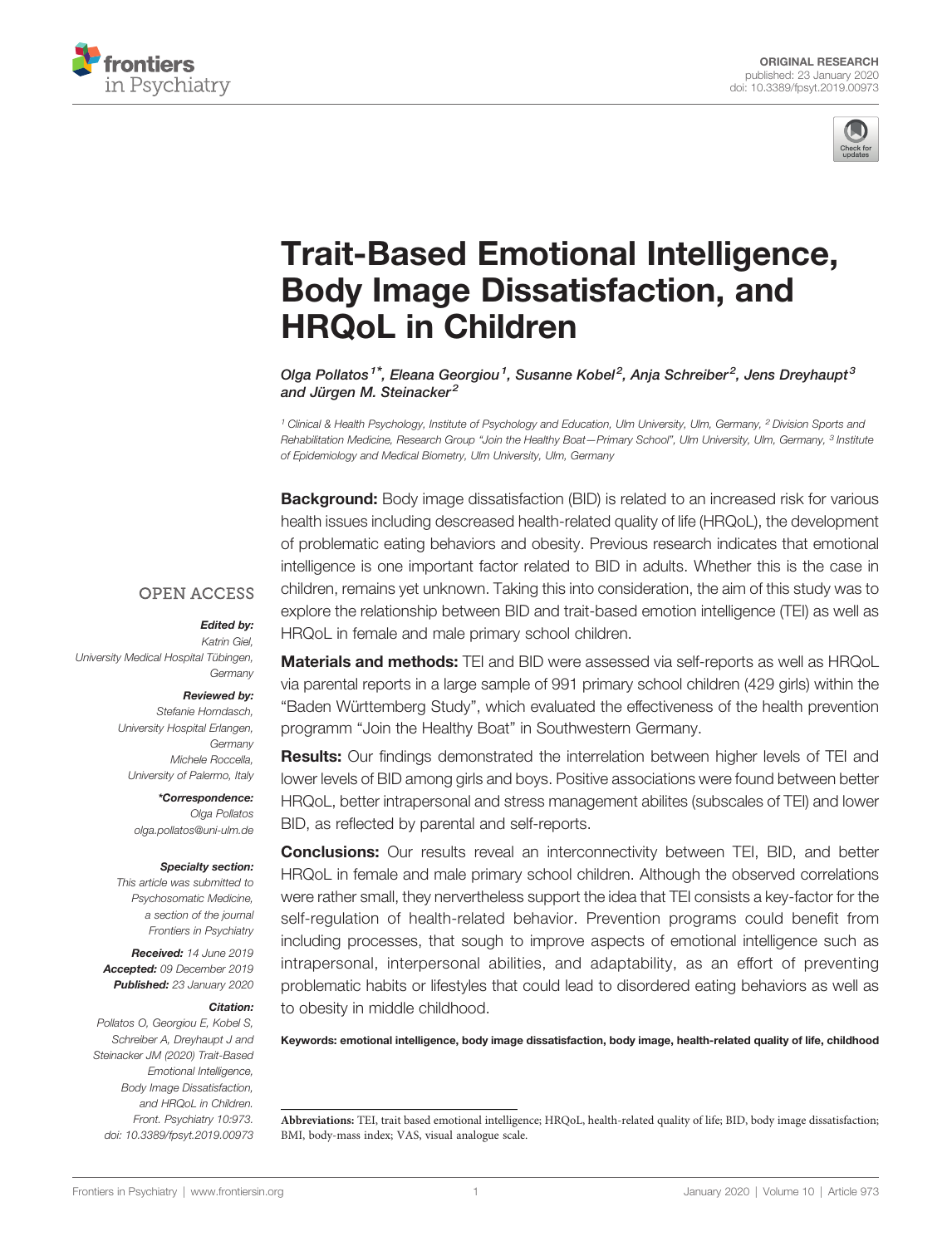ORIGINAL RESEARCH
published: 23 January 2020
doi: 10.3389/fpsyt.2019.00973

# Trait-Based Emotional Intelligence, Body Image Dissatisfaction, and HRQoL in Children

Olga Pollatos[1]*, Eleana Georgiou[1], Susanne Kobel[2], Anja Schreiber[2], Jens Dreyhaupt[3] and Jürgen M. Steinacker[2]

[1] Clinical & Health Psychology, Institute of Psychology and Education, Ulm University, Ulm, Germany, [2] Division Sports and Rehabilitation Medicine, Research Group "Join the Healthy Boat—Primary School", Ulm University, Ulm, Germany, [3] Institute of Epidemiology and Medical Biometry, Ulm University, Ulm, Germany

OPEN ACCESS

*Edited by:*
Katrin Giel,
University Medical Hospital Tübingen,
Germany

*Reviewed by:*
Stefanie Horndasch,
University Hospital Erlangen,
Germany
Michele Roccella,
University of Palermo, Italy

***Correspondence:**
Olga Pollatos
olga.pollatos@uni-ulm.de

*Specialty section:*
This article was submitted to
Psychosomatic Medicine,
a section of the journal
Frontiers in Psychiatry

*Received:* 14 June 2019
*Accepted:* 09 December 2019
*Published:* 23 January 2020

*Citation:*
Pollatos O, Georgiou E, Kobel S,
Schreiber A, Dreyhaupt J and
Steinacker JM (2020) Trait-Based
Emotional Intelligence,
Body Image Dissatisfaction,
and HRQoL in Children.
Front. Psychiatry 10:973.
doi: 10.3389/fpsyt.2019.00973

**Background:** Body image dissatisfaction (BID) is related to an increased risk for various health issues including descreased health-related quality of life (HRQoL), the development of problematic eating behaviors and obesity. Previous research indicates that emotional intelligence is one important factor related to BID in adults. Whether this is the case in children, remains yet unknown. Taking this into consideration, the aim of this study was to explore the relationship between BID and trait-based emotion intelligence (TEI) as well as HRQoL in female and male primary school children.

**Materials and methods:** TEI and BID were assessed via self-reports as well as HRQoL via parental reports in a large sample of 991 primary school children (429 girls) within the "Baden Württemberg Study", which evaluated the effectiveness of the health prevention programm "Join the Healthy Boat" in Southwestern Germany.

**Results:** Our findings demonstrated the interrelation between higher levels of TEI and lower levels of BID among girls and boys. Positive associations were found between better HRQoL, better intrapersonal and stress management abilites (subscales of TEI) and lower BID, as reflected by parental and self-reports.

**Conclusions:** Our results reveal an interconnectivity between TEI, BID, and better HRQoL in female and male primary school children. Although the observed correlations were rather small, they nervertheless support the idea that TEI consists a key-factor for the self-regulation of health-related behavior. Prevention programs could benefit from including processes, that sough to improve aspects of emotional intelligence such as intrapersonal, interpersonal abilities, and adaptability, as an effort of preventing problematic habits or lifestyles that could lead to disordered eating behaviors as well as to obesity in middle childhood.

**Keywords: emotional intelligence, body image dissatisfaction, body image, health-related quality of life, childhood**

---

**Abbreviations:** TEI, trait based emotional intelligence; HRQoL, health-related quality of life; BID, body image dissatisfaction; BMI, body-mass index; VAS, visual analogue scale.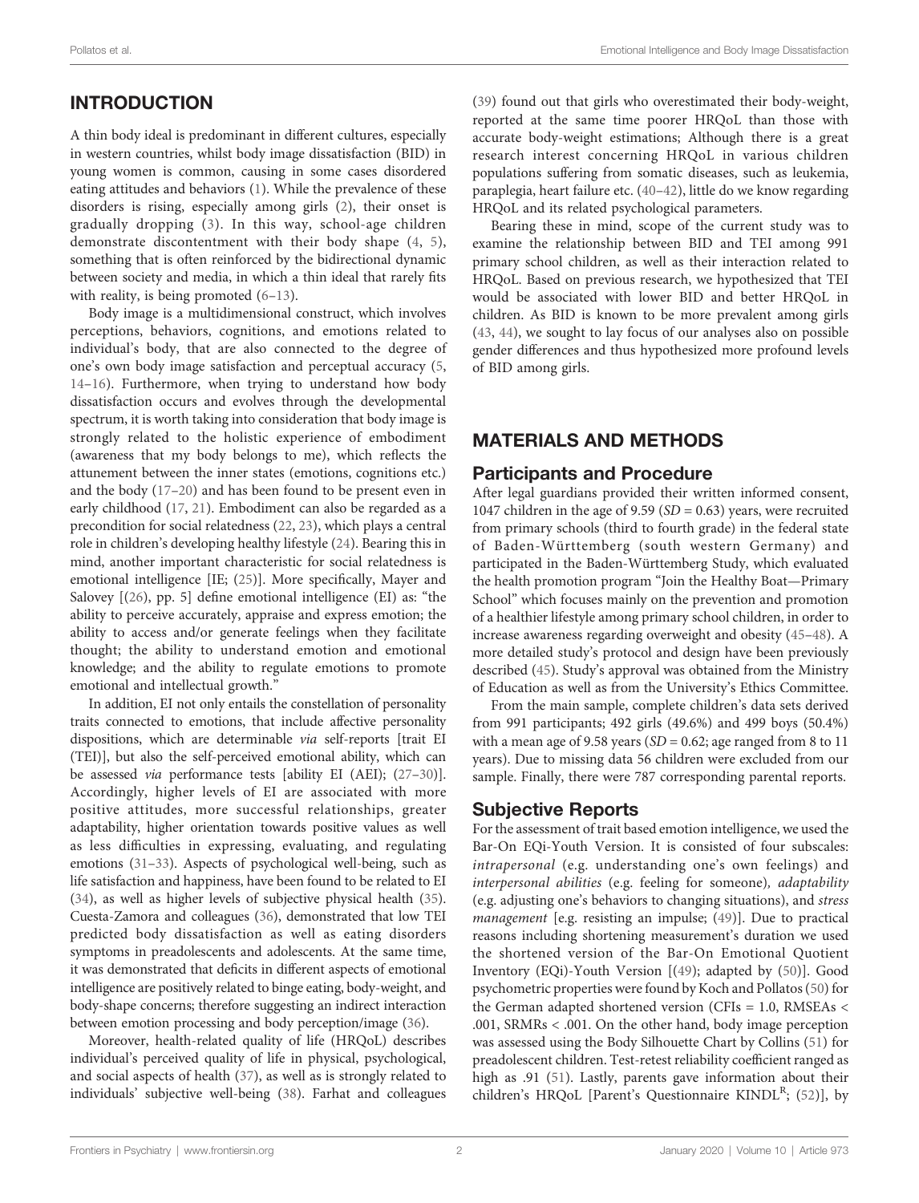## INTRODUCTION

A thin body ideal is predominant in different cultures, especially in western countries, whilst body image dissatisfaction (BID) in young women is common, causing in some cases disordered eating attitudes and behaviors (1). While the prevalence of these disorders is rising, especially among girls (2), their onset is gradually dropping (3). In this way, school-age children demonstrate discontentment with their body shape (4, 5), something that is often reinforced by the bidirectional dynamic between society and media, in which a thin ideal that rarely fits with reality, is being promoted (6–13).

Body image is a multidimensional construct, which involves perceptions, behaviors, cognitions, and emotions related to individual's body, that are also connected to the degree of one's own body image satisfaction and perceptual accuracy (5, 14–16). Furthermore, when trying to understand how body dissatisfaction occurs and evolves through the developmental spectrum, it is worth taking into consideration that body image is strongly related to the holistic experience of embodiment (awareness that my body belongs to me), which reflects the attunement between the inner states (emotions, cognitions etc.) and the body (17–20) and has been found to be present even in early childhood (17, 21). Embodiment can also be regarded as a precondition for social relatedness (22, 23), which plays a central role in children's developing healthy lifestyle (24). Bearing this in mind, another important characteristic for social relatedness is emotional intelligence [IE; (25)]. More specifically, Mayer and Salovey [(26), pp. 5] define emotional intelligence (EI) as: "the ability to perceive accurately, appraise and express emotion; the ability to access and/or generate feelings when they facilitate thought; the ability to understand emotion and emotional knowledge; and the ability to regulate emotions to promote emotional and intellectual growth."

In addition, EI not only entails the constellation of personality traits connected to emotions, that include affective personality dispositions, which are determinable *via* self-reports [trait EI (TEI)], but also the self-perceived emotional ability, which can be assessed *via* performance tests [ability EI (AEI); (27–30)]. Accordingly, higher levels of EI are associated with more positive attitudes, more successful relationships, greater adaptability, higher orientation towards positive values as well as less difficulties in expressing, evaluating, and regulating emotions (31–33). Aspects of psychological well-being, such as life satisfaction and happiness, have been found to be related to EI (34), as well as higher levels of subjective physical health (35). Cuesta-Zamora and colleagues (36), demonstrated that low TEI predicted body dissatisfaction as well as eating disorders symptoms in preadolescents and adolescents. At the same time, it was demonstrated that deficits in different aspects of emotional intelligence are positively related to binge eating, body-weight, and body-shape concerns; therefore suggesting an indirect interaction between emotion processing and body perception/image (36).

Moreover, health-related quality of life (HRQoL) describes individual's perceived quality of life in physical, psychological, and social aspects of health (37), as well as is strongly related to individuals' subjective well-being (38). Farhat and colleagues (39) found out that girls who overestimated their body-weight, reported at the same time poorer HRQoL than those with accurate body-weight estimations; Although there is a great research interest concerning HRQoL in various children populations suffering from somatic diseases, such as leukemia, paraplegia, heart failure etc. (40–42), little do we know regarding HRQoL and its related psychological parameters.

Bearing these in mind, scope of the current study was to examine the relationship between BID and TEI among 991 primary school children, as well as their interaction related to HRQoL. Based on previous research, we hypothesized that TEI would be associated with lower BID and better HRQoL in children. As BID is known to be more prevalent among girls (43, 44), we sought to lay focus of our analyses also on possible gender differences and thus hypothesized more profound levels of BID among girls.

## MATERIALS AND METHODS

### Participants and Procedure

After legal guardians provided their written informed consent, 1047 children in the age of 9.59 ($SD$ = 0.63) years, were recruited from primary schools (third to fourth grade) in the federal state of Baden-Württemberg (south western Germany) and participated in the Baden-Württemberg Study, which evaluated the health promotion program "Join the Healthy Boat—Primary School" which focuses mainly on the prevention and promotion of a healthier lifestyle among primary school children, in order to increase awareness regarding overweight and obesity (45–48). A more detailed study's protocol and design have been previously described (45). Study's approval was obtained from the Ministry of Education as well as from the University's Ethics Committee.

From the main sample, complete children's data sets derived from 991 participants; 492 girls (49.6%) and 499 boys (50.4%) with a mean age of 9.58 years ($SD$ = 0.62; age ranged from 8 to 11 years). Due to missing data 56 children were excluded from our sample. Finally, there were 787 corresponding parental reports.

### Subjective Reports

For the assessment of trait based emotion intelligence, we used the Bar-On EQi-Youth Version. It is consisted of four subscales: *intrapersonal* (e.g. understanding one's own feelings) and *interpersonal abilities* (e.g. feeling for someone), *adaptability* (e.g. adjusting one's behaviors to changing situations), and *stress management* [e.g. resisting an impulse; (49)]. Due to practical reasons including shortening measurement's duration we used the shortened version of the Bar-On Emotional Quotient Inventory (EQi)-Youth Version [(49); adapted by (50)]. Good psychometric properties were found by Koch and Pollatos (50) for the German adapted shortened version (CFIs = 1.0, RMSEAs < .001, SRMRs < .001. On the other hand, body image perception was assessed using the Body Silhouette Chart by Collins (51) for preadolescent children. Test-retest reliability coefficient ranged as high as .91 (51). Lastly, parents gave information about their children's HRQoL [Parent's Questionnaire KINDL[R]; (52)], by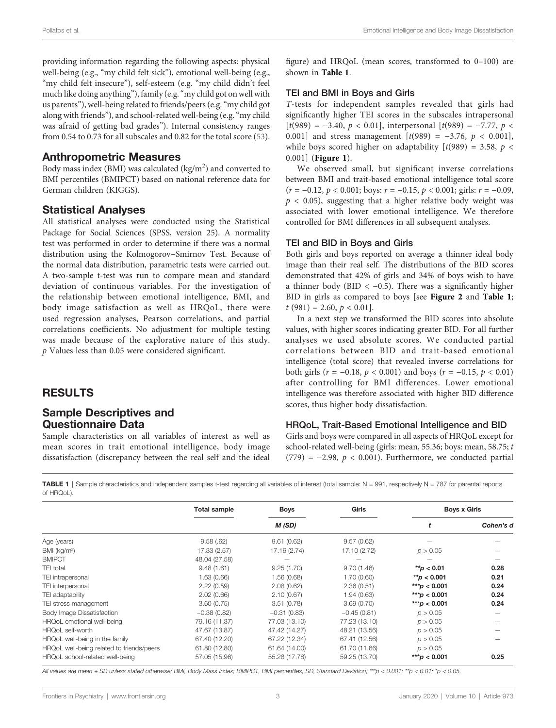providing information regarding the following aspects: physical well-being (e.g., "my child felt sick"), emotional well-being (e.g., "my child felt insecure"), self-esteem (e.g. "my child didn't feel much like doing anything"), family (e.g. "my child got on well with us parents"), well-being related to friends/peers (e.g. "my child got along with friends"), and school-related well-being (e.g. "my child was afraid of getting bad grades"). Internal consistency ranges from 0.54 to 0.73 for all subscales and 0.82 for the total score (53).

## Anthropometric Measures

Body mass index (BMI) was calculated ($kg/m^2$) and converted to BMI percentiles (BMIPCT) based on national reference data for German children (KIGGS).

## Statistical Analyses

All statistical analyses were conducted using the Statistical Package for Social Sciences (SPSS, version 25). A normality test was performed in order to determine if there was a normal distribution using the Kolmogorov–Smirnov Test. Because of the normal data distribution, parametric tests were carried out. A two-sample t-test was run to compare mean and standard deviation of continuous variables. For the investigation of the relationship between emotional intelligence, BMI, and body image satisfaction as well as HRQoL, there were used regression analyses, Pearson correlations, and partial correlations coefficients. No adjustment for multiple testing was made because of the explorative nature of this study. *p* Values less than 0.05 were considered significant.

# RESULTS

## Sample Descriptives and Questionnaire Data

Sample characteristics on all variables of interest as well as mean scores in trait emotional intelligence, body image dissatisfaction (discrepancy between the real self and the ideal figure) and HRQoL (mean scores, transformed to 0–100) are shown in **Table 1**.

### TEI and BMI in Boys and Girls

*T*-tests for independent samples revealed that girls had significantly higher TEI scores in the subscales intrapersonal [$t(989) = -3.40$, $p < 0.01$], interpersonal [$t(989) = -7.77$, $p < 0.001$] and stress management [$t(989) = -3.76$, $p < 0.001$], while boys scored higher on adaptability [$t(989) = 3.58$, $p < 0.001$] (**Figure 1**).

We observed small, but significant inverse correlations between BMI and trait-based emotional intelligence total score ($r = -0.12$, $p < 0.001$; boys: $r = -0.15$, $p < 0.001$; girls: $r = -0.09$, $p < 0.05$), suggesting that a higher relative body weight was associated with lower emotional intelligence. We therefore controlled for BMI differences in all subsequent analyses.

### TEI and BID in Boys and Girls

Both girls and boys reported on average a thinner ideal body image than their real self. The distributions of the BID scores demonstrated that 42% of girls and 34% of boys wish to have a thinner body (BID < −0.5). There was a significantly higher BID in girls as compared to boys [see **Figure 2** and **Table 1**; $t(981) = 2.60$, $p < 0.01$].

In a next step we transformed the BID scores into absolute values, with higher scores indicating greater BID. For all further analyses we used absolute scores. We conducted partial correlations between BID and trait-based emotional intelligence (total score) that revealed inverse correlations for both girls ($r = -0.18$, $p < 0.001$) and boys ($r = -0.15$, $p < 0.01$) after controlling for BMI differences. Lower emotional intelligence was therefore associated with higher BID difference scores, thus higher body dissatisfaction.

### HRQoL, Trait-Based Emotional Intelligence and BID

Girls and boys were compared in all aspects of HRQoL except for school-related well-being (girls: mean, 55.36; boys: mean, 58.75; $t(779) = -2.98$, $p < 0.001$). Furthermore, we conducted partial

**TABLE 1** | Sample characteristics and independent samples t-test regarding all variables of interest (total sample: N = 991, respectively N = 787 for parental reports of HRQoL).

| | Total sample | Boys | Girls | Boys x Girls | |
|---|---|---|---|---|---|
| | | *M (SD)* | | *t* | *Cohen's d* |
| Age (years) | 9.58 (.62) | 9.61 (0.62) | 9.57 (0.62) | – | – |
| BMI ($kg/m^2$) | 17.33 (2.57) | 17.16 (2.74) | 17.10 (2.72) | $p > 0.05$ | – |
| BMIPCT | 48.04 (27.58) | – | – | – | – |
| TEI total | 9.48 (1.61) | 9.25 (1.70) | 9.70 (1.46) | **$^{**}p < 0.01$** | **0.28** |
| TEI intrapersonal | 1.63 (0.66) | 1.56 (0.68) | 1.70 (0.60) | **$^{**}p < 0.001$** | **0.21** |
| TEI interpersonal | 2.22 (0.59) | 2.08 (0.62) | 2.36 (0.51) | **$^{***}p < 0.001$** | **0.24** |
| TEI adaptability | 2.02 (0.66) | 2.10 (0.67) | 1.94 (0.63) | **$^{***}p < 0.001$** | **0.24** |
| TEI stress management | 3.60 (0.75) | 3.51 (0.78) | 3.69 (0.70) | **$^{***}p < 0.001$** | **0.24** |
| Body Image Dissatisfaction | −0.38 (0.82) | −0.31 (0.83) | −0.45 (0.81) | $p > 0.05$ | – |
| HRQoL emotional well-being | 79.16 (11.37) | 77.03 (13.10) | 77.23 (13.10) | $p > 0.05$ | – |
| HRQoL self-worth | 47.67 (13.87) | 47.42 (14.27) | 48.21 (13.56) | $p > 0.05$ | – |
| HRQoL well-being in the family | 67.40 (12.20) | 67.22 (12.34) | 67.41 (12.56) | $p > 0.05$ | – |
| HRQoL well-being related to friends/peers | 61.80 (12.80) | 61.64 (14.00) | 61.70 (11.66) | $p > 0.05$ | |
| HRQoL school-related well-being | 57.05 (15.96) | 55.28 (17.78) | 59.25 (13.70) | **$^{***}p < 0.001$** | **0.25** |

*All values are mean ± SD unless stated otherwise; BMI, Body Mass Index; BMIPCT, BMI percentiles; SD, Standard Deviation; ***p < 0.001; **p < 0.01; *p < 0.05.*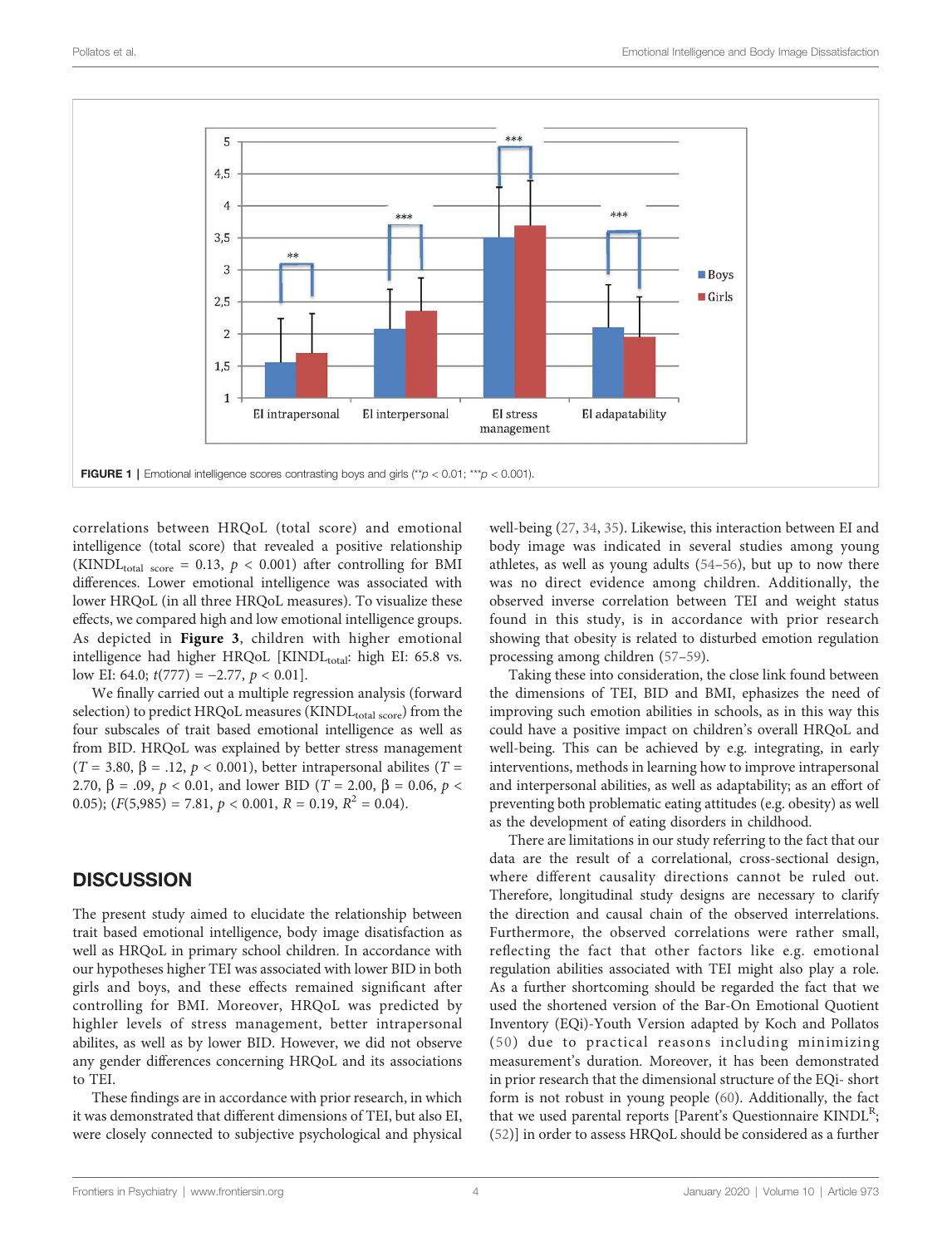5
4,5
4
3,5
3
2,5
2
1,5
1

**
***
***
***

EI intrapersonal
EI interpersonal
EI stress management
EI adapatability

Boys
Girls

**FIGURE 1** | Emotional intelligence scores contrasting boys and girls (**$p < 0.01$; ***$p < 0.001$).

correlations between HRQoL (total score) and emotional intelligence (total score) that revealed a positive relationship ($KINDL_{total\ score}$ = 0.13, $p < 0.001$) after controlling for BMI differences. Lower emotional intelligence was associated with lower HRQoL (in all three HRQoL measures). To visualize these effects, we compared high and low emotional intelligence groups. As depicted in **Figure 3**, children with higher emotional intelligence had higher HRQoL [$KINDL_{total}$: high EI: 65.8 vs. low EI: 64.0; $t(777) = -2.77$, $p < 0.01$].

We finally carried out a multiple regression analysis (forward selection) to predict HRQoL measures ($KINDL_{total\ score}$) from the four subscales of trait based emotional intelligence as well as from BID. HRQoL was explained by better stress management ($T = 3.80$, $\beta = .12$, $p < 0.001$), better intrapersonal abilites ($T = 2.70$, $\beta = .09$, $p < 0.01$, and lower BID ($T = 2.00$, $\beta = 0.06$, $p < 0.05$); ($F(5,985) = 7.81$, $p < 0.001$, $R = 0.19$, $R^2 = 0.04$).

## DISCUSSION

The present study aimed to elucidate the relationship between trait based emotional intelligence, body image disatisfaction as well as HRQoL in primary school children. In accordance with our hypotheses higher TEI was associated with lower BID in both girls and boys, and these effects remained significant after controlling for BMI. Moreover, HRQoL was predicted by highler levels of stress management, better intrapersonal abilites, as well as by lower BID. However, we did not observe any gender differences concerning HRQoL and its associations to TEI.

These findings are in accordance with prior research, in which it was demonstrated that different dimensions of TEI, but also EI, were closely connected to subjective psychological and physical well-being (27, 34, 35). Likewise, this interaction between EI and body image was indicated in several studies among young athletes, as well as young adults (54–56), but up to now there was no direct evidence among children. Additionally, the observed inverse correlation between TEI and weight status found in this study, is in accordance with prior research showing that obesity is related to disturbed emotion regulation processing among children (57–59).

Taking these into consideration, the close link found between the dimensions of TEI, BID and BMI, ephasizes the need of improving such emotion abilities in schools, as in this way this could have a positive impact on children's overall HRQoL and well-being. This can be achieved by e.g. integrating, in early interventions, methods in learning how to improve intrapersonal and interpersonal abilities, as well as adaptability; as an effort of preventing both problematic eating attitudes (e.g. obesity) as well as the development of eating disorders in childhood.

There are limitations in our study referring to the fact that our data are the result of a correlational, cross-sectional design, where different causality directions cannot be ruled out. Therefore, longitudinal study designs are necessary to clarify the direction and causal chain of the observed interrelations. Furthermore, the observed correlations were rather small, reflecting the fact that other factors like e.g. emotional regulation abilities associated with TEI might also play a role. As a further shortcoming should be regarded the fact that we used the shortened version of the Bar-On Emotional Quotient Inventory (EQi)-Youth Version adapted by Koch and Pollatos (50) due to practical reasons including minimizing measurement's duration. Moreover, it has been demonstrated in prior research that the dimensional structure of the EQi- short form is not robust in young people (60). Additionally, the fact that we used parental reports [Parent's Questionnaire KINDL[R]; (52)] in order to assess HRQoL should be considered as a further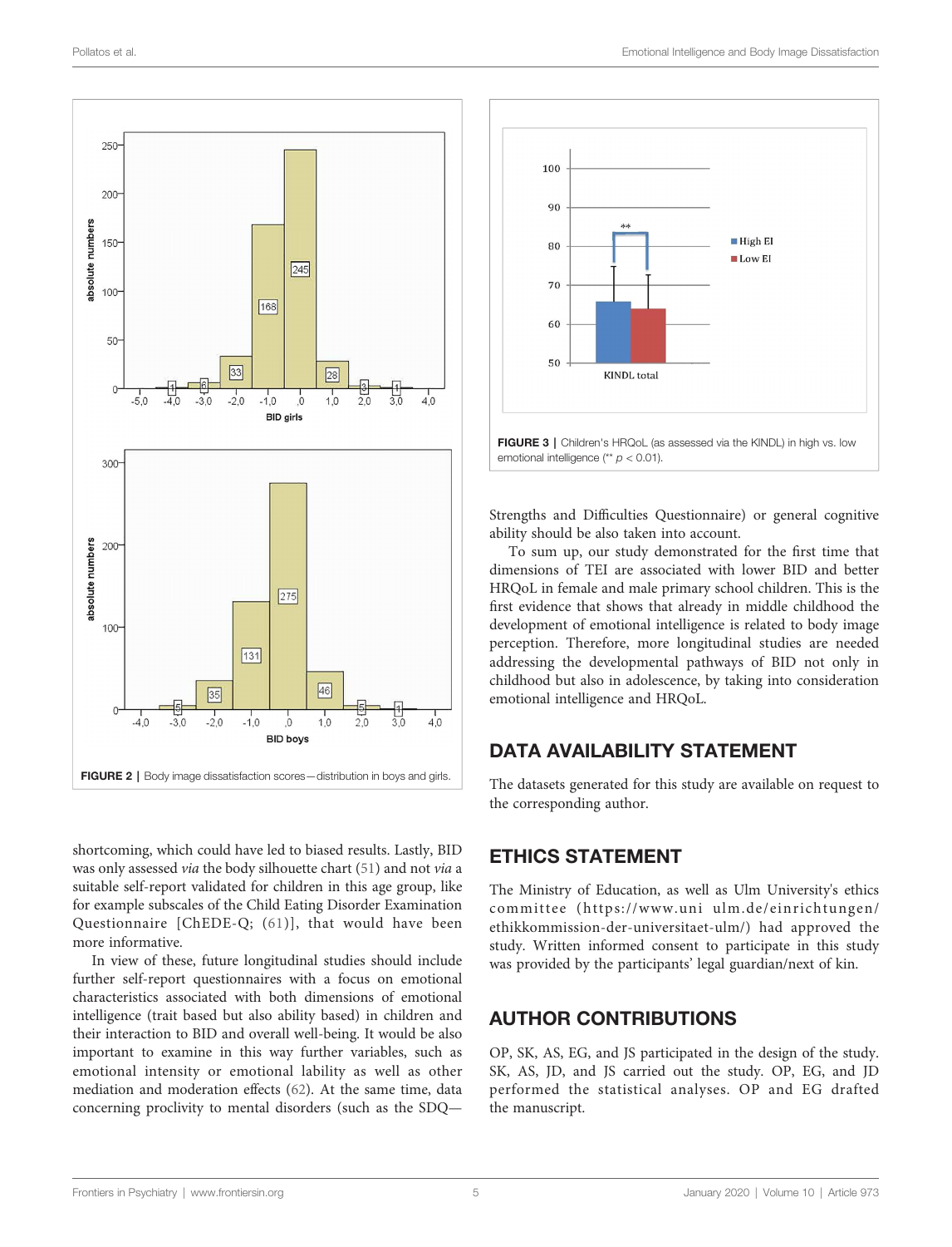FIGURE 2 | Body image dissatisfaction scores—distribution in boys and girls.

FIGURE 3 | Children's HRQoL (as assessed via the KINDL) in high vs. low emotional intelligence (** $p < 0.01$).

shortcoming, which could have led to biased results. Lastly, BID was only assessed *via* the body silhouette chart (51) and not *via* a suitable self-report validated for children in this age group, like for example subscales of the Child Eating Disorder Examination Questionnaire [ChEDE-Q; (61)], that would have been more informative.

In view of these, future longitudinal studies should include further self-report questionnaires with a focus on emotional characteristics associated with both dimensions of emotional intelligence (trait based but also ability based) in children and their interaction to BID and overall well-being. It would be also important to examine in this way further variables, such as emotional intensity or emotional lability as well as other mediation and moderation effects (62). At the same time, data concerning proclivity to mental disorders (such as the SDQ—Strengths and Difficulties Questionnaire) or general cognitive ability should be also taken into account.

To sum up, our study demonstrated for the first time that dimensions of TEI are associated with lower BID and better HRQoL in female and male primary school children. This is the first evidence that shows that already in middle childhood the development of emotional intelligence is related to body image perception. Therefore, more longitudinal studies are needed addressing the developmental pathways of BID not only in childhood but also in adolescence, by taking into consideration emotional intelligence and HRQoL.

## DATA AVAILABILITY STATEMENT

The datasets generated for this study are available on request to the corresponding author.

## ETHICS STATEMENT

The Ministry of Education, as well as Ulm University's ethics committee (https://www.uni ulm.de/einrichtungen/ethikkommission-der-universitaet-ulm/) had approved the study. Written informed consent to participate in this study was provided by the participants' legal guardian/next of kin.

## AUTHOR CONTRIBUTIONS

OP, SK, AS, EG, and JS participated in the design of the study. SK, AS, JD, and JS carried out the study. OP, EG, and JD performed the statistical analyses. OP and EG drafted the manuscript.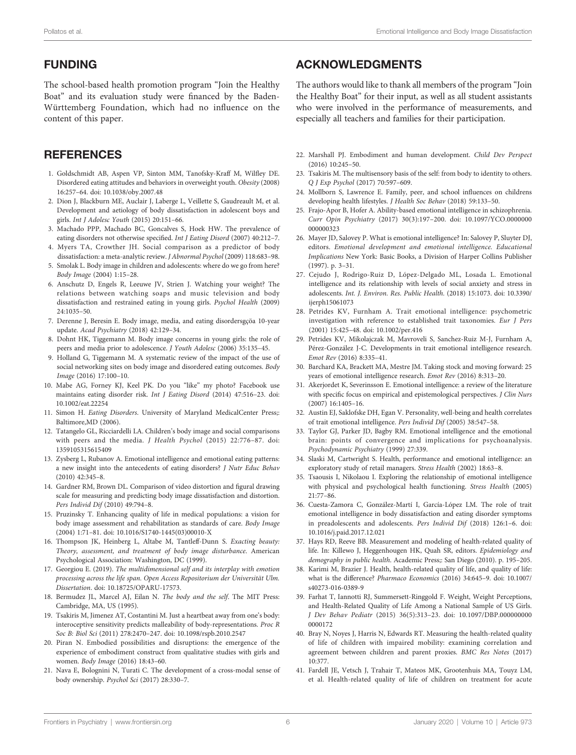## FUNDING

The school-based health promotion program "Join the Healthy Boat" and its evaluation study were financed by the Baden-Württemberg Foundation, which had no influence on the content of this paper.

## ACKNOWLEDGMENTS

The authors would like to thank all members of the program "Join the Healthy Boat" for their input, as well as all student assistants who were involved in the performance of measurements, and especially all teachers and families for their participation.

## REFERENCES

1. Goldschmidt AB, Aspen VP, Sinton MM, Tanofsky-Kraff M, Wilfley DE. Disordered eating attitudes and behaviors in overweight youth. *Obesity* (2008) 16:257–64. doi: 10.1038/oby.2007.48
2. Dion J, Blackburn ME, Auclair J, Laberge L, Veillette S, Gaudreault M, et al. Development and aetiology of body dissatisfaction in adolescent boys and girls. *Int J Adolesc Youth* (2015) 20:151–66.
3. Machado PPP, Machado BC, Goncalves S, Hoek HW. The prevalence of eating disorders not otherwise specified. *Int J Eating Disord* (2007) 40:212–7.
4. Myers TA, Crowther JH. Social comparison as a predictor of body dissatisfaction: a meta-analytic review. *J Abnormal Psychol* (2009) 118:683–98.
5. Smolak L. Body image in children and adolescents: where do we go from here? *Body Image* (2004) 1:15–28.
6. Anschutz D, Engels R, Leeuwe JV, Strien J. Watching your weight? The relations between watching soaps and music television and body dissatisfaction and restrained eating in young girls. *Psychol Health* (2009) 24:1035–50.
7. Derenne J, Beresin E. Body image, media, and eating disordersgçöa 10-year update. *Acad Psychiatry* (2018) 42:129–34.
8. Dohnt HK, Tiggemann M. Body image concerns in young girls: the role of peers and media prior to adolescence. *J Youth Adolesc* (2006) 35:135–45.
9. Holland G, Tiggemann M. A systematic review of the impact of the use of social networking sites on body image and disordered eating outcomes. *Body Image* (2016) 17:100–10.
10. Mabe AG, Forney KJ, Keel PK. Do you "like" my photo? Facebook use maintains eating disorder risk. *Int J Eating Disord* (2014) 47:516–23. doi: 10.1002/eat.22254
11. Simon H. *Eating Disorders*. University of Maryland MedicalCenter Press;: Baltimore,MD (2006).
12. Tatangelo GL, Ricciardelli LA. Children's body image and social comparisons with peers and the media. *J Health Psychol* (2015) 22:776–87. doi: 1359105315615409
13. Zysberg L, Rubanov A. Emotional intelligence and emotional eating patterns: a new insight into the antecedents of eating disorders? *J Nutr Educ Behav* (2010) 42:345–8.
14. Gardner RM, Brown DL. Comparison of video distortion and figural drawing scale for measuring and predicting body image dissatisfaction and distortion. *Pers Individ Dif* (2010) 49:794–8.
15. Pruzinsky T. Enhancing quality of life in medical populations: a vision for body image assessment and rehabilitation as standards of care. *Body Image* (2004) 1:71–81. doi: 10.1016/S1740-1445(03)00010-X
16. Thompson JK, Heinberg L, Altabe M, Tantleff-Dunn S. *Exacting beauty: Theory, assessment, and treatment of body image disturbance*. American Psychological Association: Washington, DC (1999).
17. Georgiou E. (2019). *The multidimensional self and its interplay with emotion processing across the life span. Open Access Repositorium der Universität Ulm. Dissertation*. doi: 10.18725/OPARU-17573.
18. Bermudez JL, Marcel AJ, Eilan N. *The body and the self*. The MIT Press: Cambridge, MA, US (1995).
19. Tsakiris M, Jimenez AT, Costantini M. Just a heartbeat away from one's body: interoceptive sensitivity predicts malleability of body-representations. *Proc R Soc B: Biol Sci* (2011) 278:2470–247. doi: 10.1098/rspb.2010.2547
20. Piran N. Embodied possibilities and disruptions: the emergence of the experience of embodiment construct from qualitative studies with girls and women. *Body Image* (2016) 18:43–60.
21. Nava E, Bolognini N, Turati C. The development of a cross-modal sense of body ownership. *Psychol Sci* (2017) 28:330–7.
22. Marshall PJ. Embodiment and human development. *Child Dev Perspect* (2016) 10:245–50.
23. Tsakiris M. The multisensory basis of the self: from body to identity to others. *Q J Exp Psychol* (2017) 70:597–609.
24. Mollborn S, Lawrence E. Family, peer, and school influences on childrens developing health lifestyles. *J Health Soc Behav* (2018) 59:133–50.
25. Frajo-Apor B, Hofer A. Ability-based emotional intelligence in schizophrenia. *Curr Opin Psychiatry* (2017) 30(3):197–200. doi: 10.1097/YCO.0000000000000323
26. Mayer JD, Salovey P. What is emotional intelligence? In: Salovey P, Sluyter DJ, editors. *Emotional development and emotional intelligence. Educational Implications* New York: Basic Books, a Division of Harper Collins Publisher (1997). p. 3–31.
27. Cejudo J, Rodrigo-Ruiz D, López-Delgado ML, Losada L. Emotional intelligence and its relationship with levels of social anxiety and stress in adolescents. *Int. J. Environ. Res. Public Health.* (2018) 15:1073. doi: 10.3390/ijerph15061073
28. Petrides KV, Furnham A. Trait emotional intelligence: psychometric investigation with reference to established trait taxonomies. *Eur J Pers* (2001) 15:425–48. doi: 10.1002/per.416
29. Petrides KV, Mikolajczak M, Mavroveli S, Sanchez-Ruiz M-J, Furnham A, Pérez-González J-C. Developments in trait emotional intelligence research. *Emot Rev* (2016) 8:335–41.
30. Barchard KA, Brackett MA, Mestre JM. Taking stock and moving forward: 25 years of emotional intelligence research. *Emot Rev* (2016) 8:313–20.
31. Akerjordet K, Severinsson E. Emotional intelligence: a review of the literature with specific focus on empirical and epistemological perspectives. *J Clin Nurs* (2007) 16:1405–16.
32. Austin EJ, Saklofske DH, Egan V. Personality, well-being and health correlates of trait emotional intelligence. *Pers Individ Dif* (2005) 38:547–58.
33. Taylor GJ, Parker JD, Bagby RM. Emotional intelligence and the emotional brain: points of convergence and implications for psychoanalysis. *Psychodynamic Psychiatry* (1999) 27:339.
34. Slaski M, Cartwright S. Health, performance and emotional intelligence: an exploratory study of retail managers. *Stress Health* (2002) 18:63–8.
35. Tsaousis I, Nikolaou I. Exploring the relationship of emotional intelligence with physical and psychological health functioning. *Stress Health* (2005) 21:77–86.
36. Cuesta-Zamora C, González-Martí I, García-López LM. The role of trait emotional intelligence in body dissatisfaction and eating disorder symptoms in preadolescents and adolescents. *Pers Individ Dif* (2018) 126:1–6. doi: 10.1016/j.paid.2017.12.021
37. Hays RD, Reeve BB. Measurement and modeling of health-related quality of life. In: Killewo J, Heggenhougen HK, Quah SR, editors. *Epidemiology and demography in public health*. Academic Press;: San Diego (2010). p. 195–205.
38. Karimi M, Brazier J. Health, health-related quality of life, and quality of life: what is the difference? *Pharmaco Economics* (2016) 34:645–9. doi: 10.1007/s40273-016-0389-9
39. Farhat T, Iannotti RJ, Summersett-Ringgold F. Weight, Weight Perceptions, and Health-Related Quality of Life Among a National Sample of US Girls. *J Dev Behav Pediatr* (2015) 36(5):313–23. doi: 10.1097/DBP.0000000000000172
40. Bray N, Noyes J, Harris N, Edwards RT. Measuring the health-related quality of life of children with impaired mobility: examining correlation and agreement between children and parent proxies. *BMC Res Notes* (2017) 10:377.
41. Fardell JE, Vetsch J, Trahair T, Mateos MK, Grootenhuis MA, Touyz LM, et al. Health-related quality of life of children on treatment for acute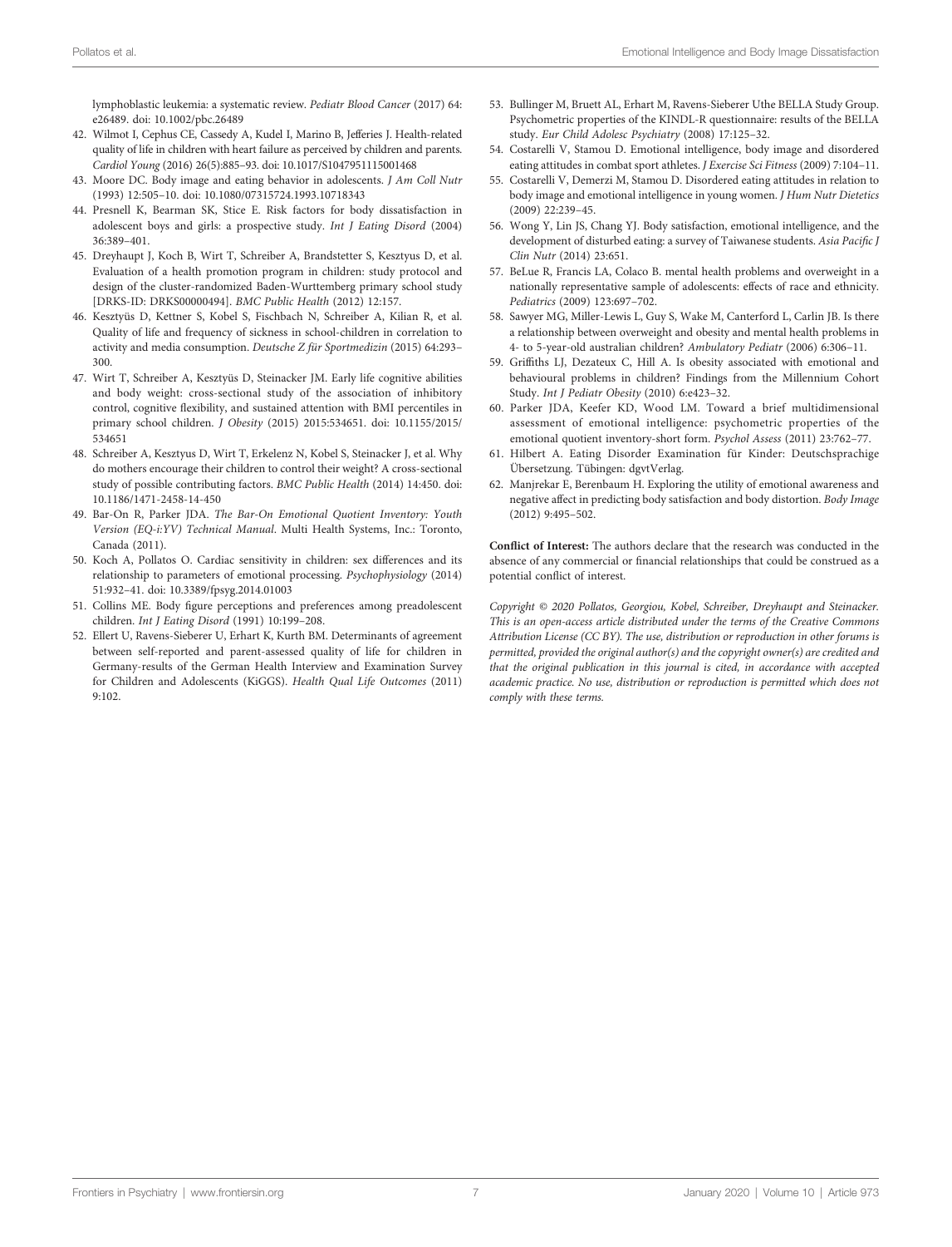lymphoblastic leukemia: a systematic review. *Pediatr Blood Cancer* (2017) 64: e26489. doi: 10.1002/pbc.26489

42. Wilmot I, Cephus CE, Cassedy A, Kudel I, Marino B, Jefferies J. Health-related quality of life in children with heart failure as perceived by children and parents. *Cardiol Young* (2016) 26(5):885–93. doi: 10.1017/S1047951115001468
43. Moore DC. Body image and eating behavior in adolescents. *J Am Coll Nutr* (1993) 12:505–10. doi: 10.1080/07315724.1993.10718343
44. Presnell K, Bearman SK, Stice E. Risk factors for body dissatisfaction in adolescent boys and girls: a prospective study. *Int J Eating Disord* (2004) 36:389–401.
45. Dreyhaupt J, Koch B, Wirt T, Schreiber A, Brandstetter S, Kesztyus D, et al. Evaluation of a health promotion program in children: study protocol and design of the cluster-randomized Baden-Wurttemberg primary school study [DRKS-ID: DRKS00000494]. *BMC Public Health* (2012) 12:157.
46. Kesztyüs D, Kettner S, Kobel S, Fischbach N, Schreiber A, Kilian R, et al. Quality of life and frequency of sickness in school-children in correlation to activity and media consumption. *Deutsche Z für Sportmedizin* (2015) 64:293–300.
47. Wirt T, Schreiber A, Kesztyüs D, Steinacker JM. Early life cognitive abilities and body weight: cross-sectional study of the association of inhibitory control, cognitive flexibility, and sustained attention with BMI percentiles in primary school children. *J Obesity* (2015) 2015:534651. doi: 10.1155/2015/534651
48. Schreiber A, Kesztyus D, Wirt T, Erkelenz N, Kobel S, Steinacker J, et al. Why do mothers encourage their children to control their weight? A cross-sectional study of possible contributing factors. *BMC Public Health* (2014) 14:450. doi: 10.1186/1471-2458-14-450
49. Bar-On R, Parker JDA. *The Bar-On Emotional Quotient Inventory: Youth Version (EQ-i:YV) Technical Manual*. Multi Health Systems, Inc.: Toronto, Canada (2011).
50. Koch A, Pollatos O. Cardiac sensitivity in children: sex differences and its relationship to parameters of emotional processing. *Psychophysiology* (2014) 51:932–41. doi: 10.3389/fpsyg.2014.01003
51. Collins ME. Body figure perceptions and preferences among preadolescent children. *Int J Eating Disord* (1991) 10:199–208.
52. Ellert U, Ravens-Sieberer U, Erhart K, Kurth BM. Determinants of agreement between self-reported and parent-assessed quality of life for children in Germany-results of the German Health Interview and Examination Survey for Children and Adolescents (KiGGS). *Health Qual Life Outcomes* (2011) 9:102.
53. Bullinger M, Bruett AL, Erhart M, Ravens-Sieberer Uthe BELLA Study Group. Psychometric properties of the KINDL-R questionnaire: results of the BELLA study. *Eur Child Adolesc Psychiatry* (2008) 17:125–32.
54. Costarelli V, Stamou D. Emotional intelligence, body image and disordered eating attitudes in combat sport athletes. *J Exercise Sci Fitness* (2009) 7:104–11.
55. Costarelli V, Demerzi M, Stamou D. Disordered eating attitudes in relation to body image and emotional intelligence in young women. *J Hum Nutr Dietetics* (2009) 22:239–45.
56. Wong Y, Lin JS, Chang YJ. Body satisfaction, emotional intelligence, and the development of disturbed eating: a survey of Taiwanese students. *Asia Pacific J Clin Nutr* (2014) 23:651.
57. BeLue R, Francis LA, Colaco B. mental health problems and overweight in a nationally representative sample of adolescents: effects of race and ethnicity. *Pediatrics* (2009) 123:697–702.
58. Sawyer MG, Miller-Lewis L, Guy S, Wake M, Canterford L, Carlin JB. Is there a relationship between overweight and obesity and mental health problems in 4- to 5-year-old australian children? *Ambulatory Pediatr* (2006) 6:306–11.
59. Griffiths LJ, Dezateux C, Hill A. Is obesity associated with emotional and behavioural problems in children? Findings from the Millennium Cohort Study. *Int J Pediatr Obesity* (2010) 6:e423–32.
60. Parker JDA, Keefer KD, Wood LM. Toward a brief multidimensional assessment of emotional intelligence: psychometric properties of the emotional quotient inventory-short form. *Psychol Assess* (2011) 23:762–77.
61. Hilbert A. Eating Disorder Examination für Kinder: Deutschsprachige Übersetzung. Tübingen: dgvtVerlag.
62. Manjrekar E, Berenbaum H. Exploring the utility of emotional awareness and negative affect in predicting body satisfaction and body distortion. *Body Image* (2012) 9:495–502.

**Conflict of Interest:** The authors declare that the research was conducted in the absence of any commercial or financial relationships that could be construed as a potential conflict of interest.

*Copyright © 2020 Pollatos, Georgiou, Kobel, Schreiber, Dreyhaupt and Steinacker. This is an open-access article distributed under the terms of the Creative Commons Attribution License (CC BY). The use, distribution or reproduction in other forums is permitted, provided the original author(s) and the copyright owner(s) are credited and that the original publication in this journal is cited, in accordance with accepted academic practice. No use, distribution or reproduction is permitted which does not comply with these terms.*